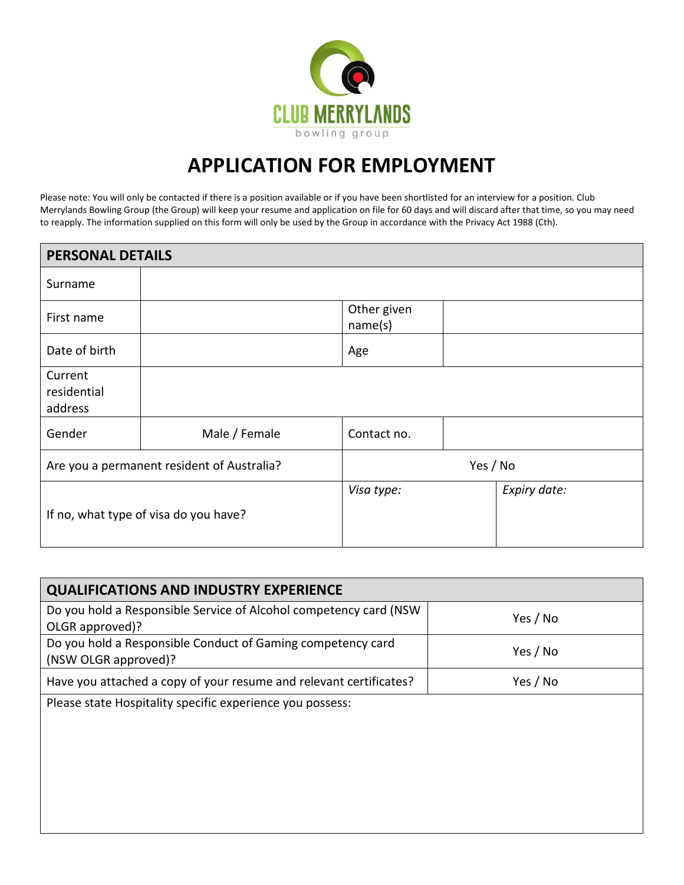CLUB MERRYLANDS

bowling group

# APPLICATION FOR EMPLOYMENT

Please note: You will only be contacted if there is a position available or if you have been shortlisted for an interview for a position. Club Merrylands Bowling Group (the Group) will keep your resume and application on file for 60 days and will discard after that time, so you may need to reapply. The information supplied on this form will only be used by the Group in accordance with the Privacy Act 1988 (Cth).

| **PERSONAL DETAILS** | | | |
|---|---|---|---|
| Surname | | | |
| First name | | Other given name(s) | |
| Date of birth | | Age | |
| Current residential address | | | |
| Gender | Male / Female | Contact no. | |
| Are you a permanent resident of Australia? | | Yes / No | |
| If no, what type of visa do you have? | | *Visa type:* | *Expiry date:* |

| **QUALIFICATIONS AND INDUSTRY EXPERIENCE** | |
|---|---|
| Do you hold a Responsible Service of Alcohol competency card (NSW OLGR approved)? | Yes / No |
| Do you hold a Responsible Conduct of Gaming competency card (NSW OLGR approved)? | Yes / No |
| Have you attached a copy of your resume and relevant certificates? | Yes / No |
| Please state Hospitality specific experience you possess: | |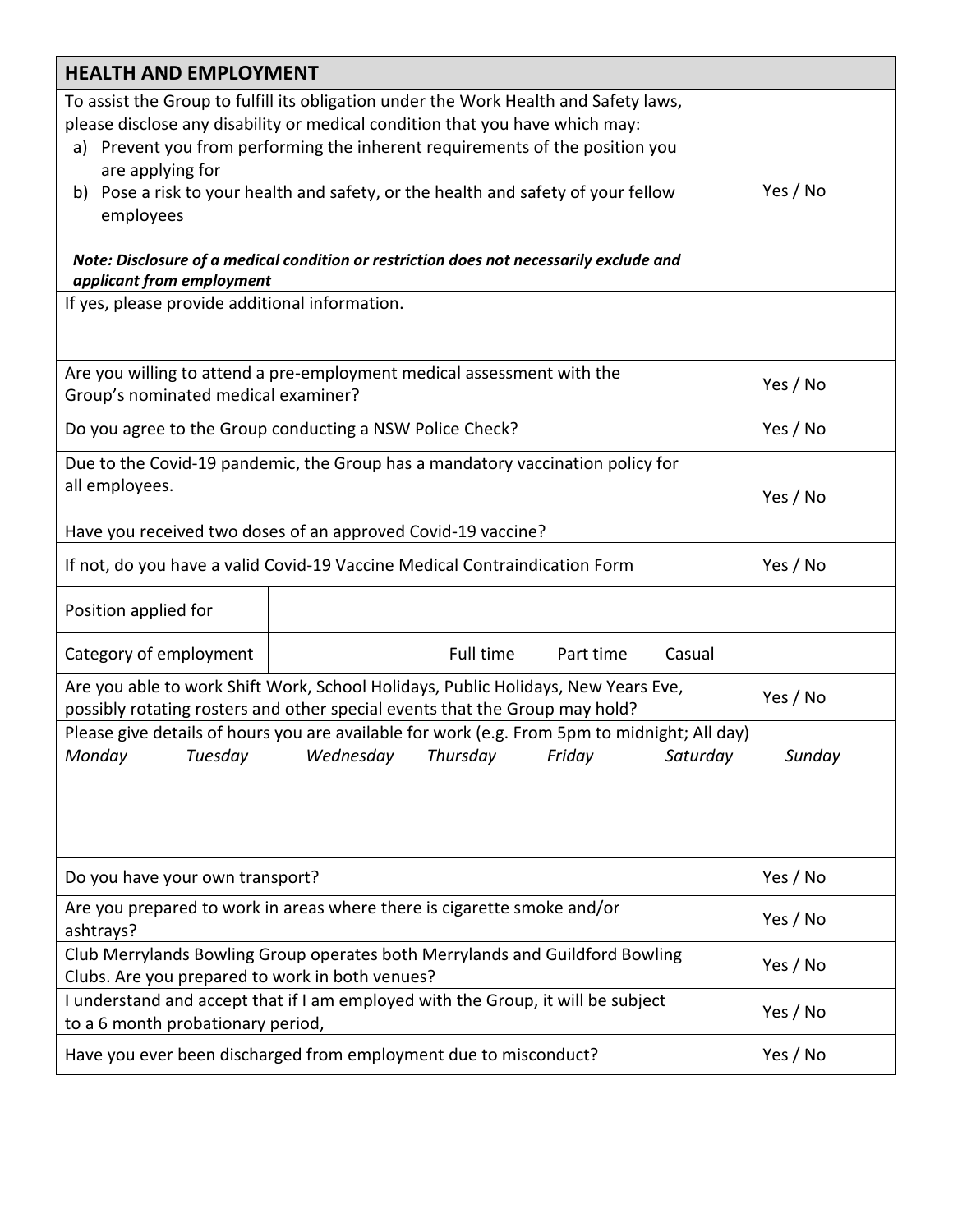## HEALTH AND EMPLOYMENT

| | |
|---|---|
| To assist the Group to fulfill its obligation under the Work Health and Safety laws, please disclose any disability or medical condition that you have which may:<br>a) Prevent you from performing the inherent requirements of the position you are applying for<br>b) Pose a risk to your health and safety, or the health and safety of your fellow employees<br><br>***Note: Disclosure of a medical condition or restriction does not necessarily exclude and applicant from employment*** | Yes / No |
| If yes, please provide additional information. | |
| Are you willing to attend a pre-employment medical assessment with the Group's nominated medical examiner? | Yes / No |
| Do you agree to the Group conducting a NSW Police Check? | Yes / No |
| Due to the Covid-19 pandemic, the Group has a mandatory vaccination policy for all employees.<br><br>Have you received two doses of an approved Covid-19 vaccine? | Yes / No |
| If not, do you have a valid Covid-19 Vaccine Medical Contraindication Form | Yes / No |

| | |
|---|---|
| Position applied for | |
| Category of employment | Full time Part time Casual |

| | |
|---|---|
| Are you able to work Shift Work, School Holidays, Public Holidays, New Years Eve, possibly rotating rosters and other special events that the Group may hold? | Yes / No |

Please give details of hours you are available for work (e.g. From 5pm to midnight; All day)

| *Monday* | *Tuesday* | *Wednesday* | *Thursday* | *Friday* | *Saturday* | *Sunday* |
|---|---|---|---|---|---|---|
| | | | | | | |

| | |
|---|---|
| Do you have your own transport? | Yes / No |
| Are you prepared to work in areas where there is cigarette smoke and/or ashtrays? | Yes / No |
| Club Merrylands Bowling Group operates both Merrylands and Guildford Bowling Clubs. Are you prepared to work in both venues? | Yes / No |
| I understand and accept that if I am employed with the Group, it will be subject to a 6 month probationary period, | Yes / No |
| Have you ever been discharged from employment due to misconduct? | Yes / No |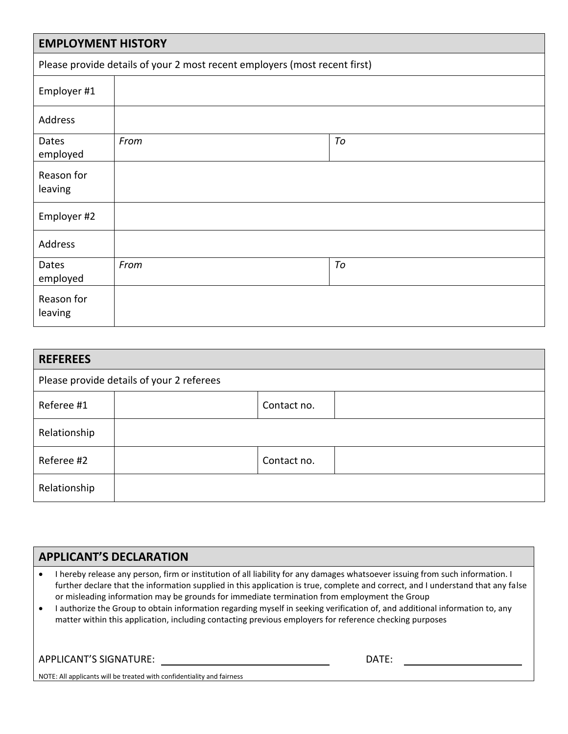## EMPLOYMENT HISTORY

Please provide details of your 2 most recent employers (most recent first)

| | | |
|---|---|---|
| Employer #1 | | |
| Address | | |
| Dates employed | *From* | *To* |
| Reason for leaving | | |
| Employer #2 | | |
| Address | | |
| Dates employed | *From* | *To* |
| Reason for leaving | | |

## REFEREES

Please provide details of your 2 referees

| | | | |
|---|---|---|---|
| Referee #1 | | Contact no. | |
| Relationship | | | |
| Referee #2 | | Contact no. | |
| Relationship | | | |

## APPLICANT'S DECLARATION

- I hereby release any person, firm or institution of all liability for any damages whatsoever issuing from such information. I further declare that the information supplied in this application is true, complete and correct, and I understand that any false or misleading information may be grounds for immediate termination from employment the Group
- I authorize the Group to obtain information regarding myself in seeking verification of, and additional information to, any matter within this application, including contacting previous employers for reference checking purposes

APPLICANT'S SIGNATURE: ______________________________ DATE: ____________________

NOTE: All applicants will be treated with confidentiality and fairness